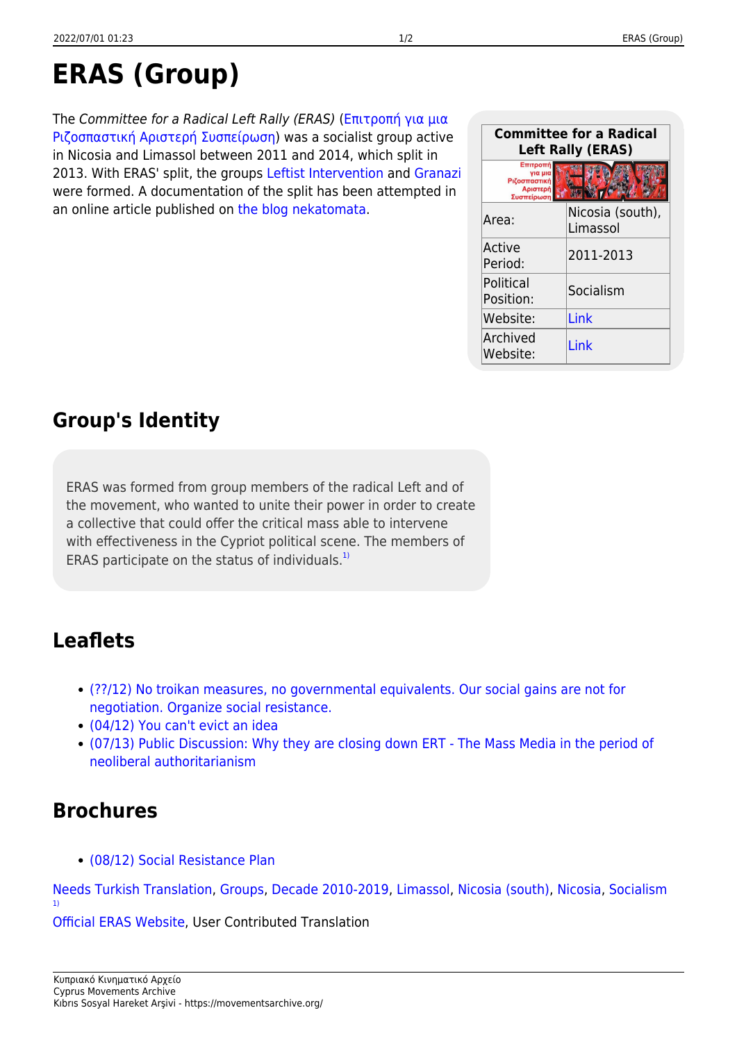# ERAS (Group)

The *Committee for a Radical Left Rally (ERAS)* (Επιτροπή για μια Ριζοσπαστική Αριστερή Συσπείρωση) was a socialist group active in Nicosia and Limassol between 2011 and 2014, which split in 2013. With ERAS' split, the groups Leftist Intervention and Granazi were formed. A documentation of the split has been attempted in an online article published on the blog nekatomata.

| Committee for a Radical Left Rally (ERAS) | |
|---|---|
| Area: | Nicosia (south), Limassol |
| Active Period: | 2011-2013 |
| Political Position: | Socialism |
| Website: | Link |
| Archived Website: | Link |

## Group's Identity

ERAS was formed from group members of the radical Left and of the movement, who wanted to unite their power in order to create a collective that could offer the critical mass able to intervene with effectiveness in the Cypriot political scene. The members of ERAS participate on the status of individuals.[1]

## Leaflets

- (??/12) No troikan measures, no governmental equivalents. Our social gains are not for negotiation. Organize social resistance.
- (04/12) You can't evict an idea
- (07/13) Public Discussion: Why they are closing down ERT - The Mass Media in the period of neoliberal authoritarianism

## Brochures

- (08/12) Social Resistance Plan

Needs Turkish Translation, Groups, Decade 2010-2019, Limassol, Nicosia (south), Nicosia, Socialism

[1] Official ERAS Website, User Contributed Translation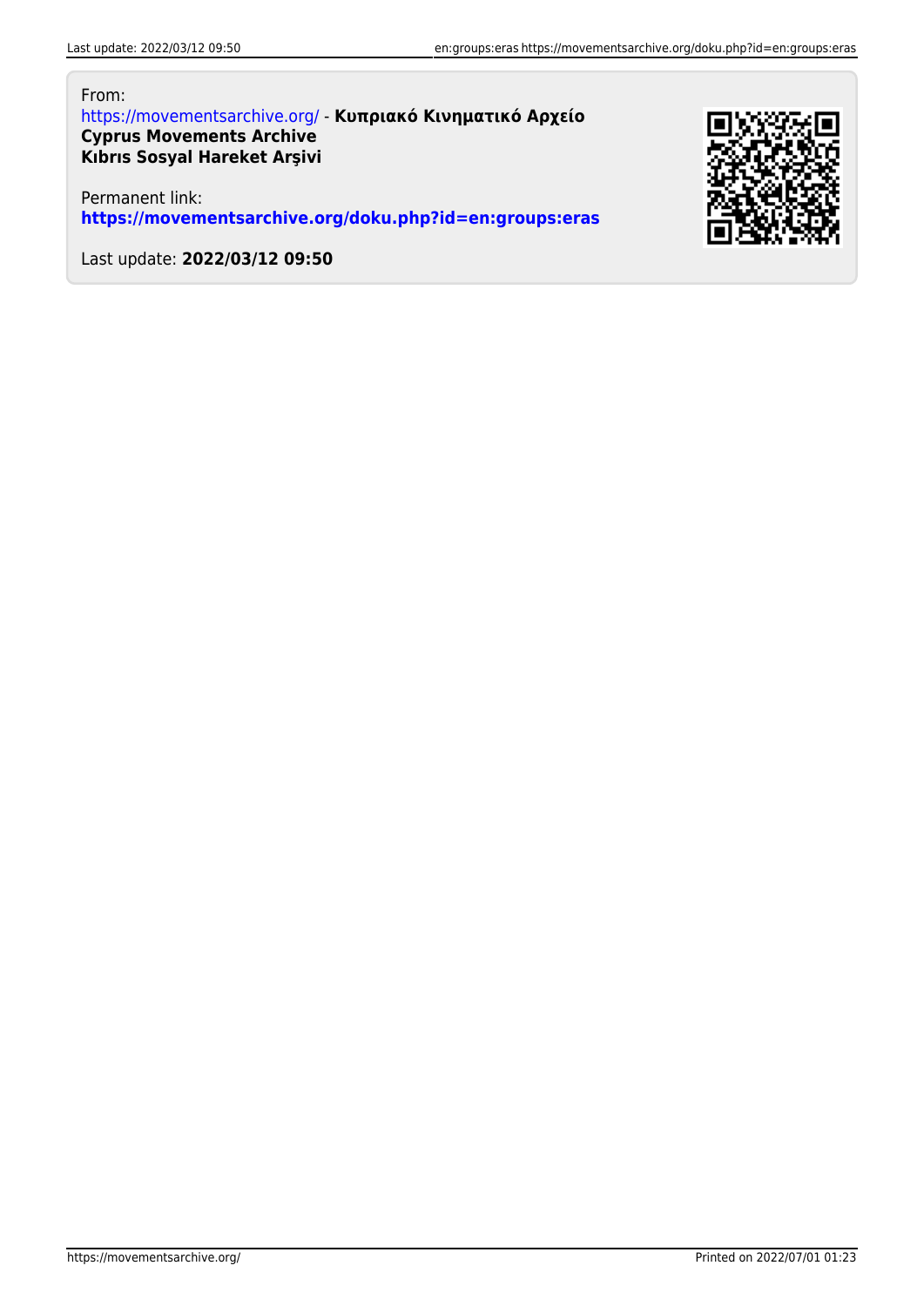From:
https://movementsarchive.org/ - **Κυπριακό Κινηματικό Αρχείο**
**Cyprus Movements Archive**
**Kıbrıs Sosyal Hareket Arşivi**

Permanent link:
**https://movementsarchive.org/doku.php?id=en:groups:eras**

Last update: **2022/03/12 09:50**